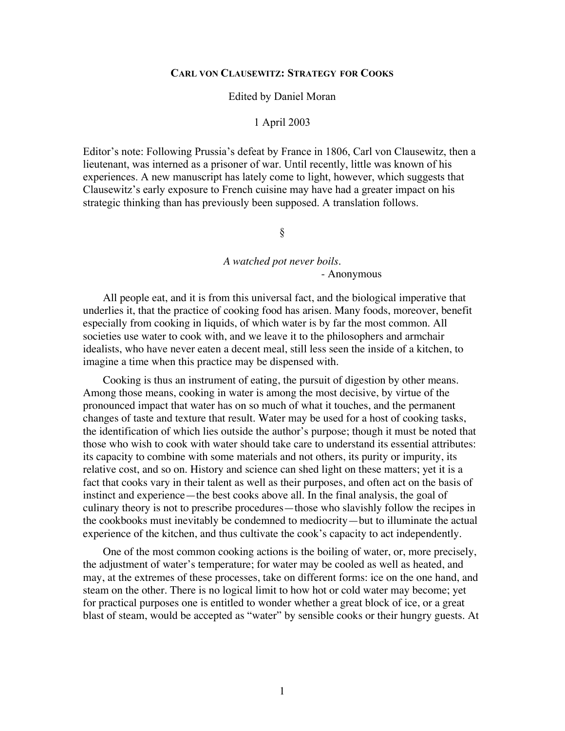# Carl von Clausewitz: Strategy for Cooks

Edited by Daniel Moran

1 April 2003

Editor's note: Following Prussia's defeat by France in 1806, Carl von Clausewitz, then a lieutenant, was interned as a prisoner of war. Until recently, little was known of his experiences. A new manuscript has lately come to light, however, which suggests that Clausewitz's early exposure to French cuisine may have had a greater impact on his strategic thinking than has previously been supposed. A translation follows.

§

*A watched pot never boils.*
- Anonymous

All people eat, and it is from this universal fact, and the biological imperative that underlies it, that the practice of cooking food has arisen. Many foods, moreover, benefit especially from cooking in liquids, of which water is by far the most common. All societies use water to cook with, and we leave it to the philosophers and armchair idealists, who have never eaten a decent meal, still less seen the inside of a kitchen, to imagine a time when this practice may be dispensed with.

Cooking is thus an instrument of eating, the pursuit of digestion by other means. Among those means, cooking in water is among the most decisive, by virtue of the pronounced impact that water has on so much of what it touches, and the permanent changes of taste and texture that result. Water may be used for a host of cooking tasks, the identification of which lies outside the author's purpose; though it must be noted that those who wish to cook with water should take care to understand its essential attributes: its capacity to combine with some materials and not others, its purity or impurity, its relative cost, and so on. History and science can shed light on these matters; yet it is a fact that cooks vary in their talent as well as their purposes, and often act on the basis of instinct and experience—the best cooks above all. In the final analysis, the goal of culinary theory is not to prescribe procedures—those who slavishly follow the recipes in the cookbooks must inevitably be condemned to mediocrity—but to illuminate the actual experience of the kitchen, and thus cultivate the cook's capacity to act independently.

One of the most common cooking actions is the boiling of water, or, more precisely, the adjustment of water's temperature; for water may be cooled as well as heated, and may, at the extremes of these processes, take on different forms: ice on the one hand, and steam on the other. There is no logical limit to how hot or cold water may become; yet for practical purposes one is entitled to wonder whether a great block of ice, or a great blast of steam, would be accepted as "water" by sensible cooks or their hungry guests. At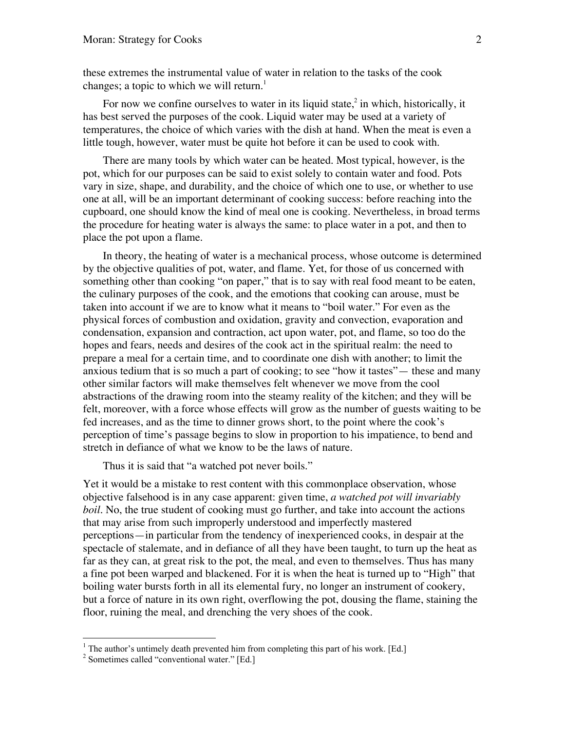these extremes the instrumental value of water in relation to the tasks of the cook changes; a topic to which we will return.[1]

For now we confine ourselves to water in its liquid state,[2] in which, historically, it has best served the purposes of the cook. Liquid water may be used at a variety of temperatures, the choice of which varies with the dish at hand. When the meat is even a little tough, however, water must be quite hot before it can be used to cook with.

There are many tools by which water can be heated. Most typical, however, is the pot, which for our purposes can be said to exist solely to contain water and food. Pots vary in size, shape, and durability, and the choice of which one to use, or whether to use one at all, will be an important determinant of cooking success: before reaching into the cupboard, one should know the kind of meal one is cooking. Nevertheless, in broad terms the procedure for heating water is always the same: to place water in a pot, and then to place the pot upon a flame.

In theory, the heating of water is a mechanical process, whose outcome is determined by the objective qualities of pot, water, and flame. Yet, for those of us concerned with something other than cooking "on paper," that is to say with real food meant to be eaten, the culinary purposes of the cook, and the emotions that cooking can arouse, must be taken into account if we are to know what it means to "boil water." For even as the physical forces of combustion and oxidation, gravity and convection, evaporation and condensation, expansion and contraction, act upon water, pot, and flame, so too do the hopes and fears, needs and desires of the cook act in the spiritual realm: the need to prepare a meal for a certain time, and to coordinate one dish with another; to limit the anxious tedium that is so much a part of cooking; to see "how it tastes"— these and many other similar factors will make themselves felt whenever we move from the cool abstractions of the drawing room into the steamy reality of the kitchen; and they will be felt, moreover, with a force whose effects will grow as the number of guests waiting to be fed increases, and as the time to dinner grows short, to the point where the cook's perception of time's passage begins to slow in proportion to his impatience, to bend and stretch in defiance of what we know to be the laws of nature.

Thus it is said that "a watched pot never boils."

Yet it would be a mistake to rest content with this commonplace observation, whose objective falsehood is in any case apparent: given time, *a watched pot will invariably boil*. No, the true student of cooking must go further, and take into account the actions that may arise from such improperly understood and imperfectly mastered perceptions—in particular from the tendency of inexperienced cooks, in despair at the spectacle of stalemate, and in defiance of all they have been taught, to turn up the heat as far as they can, at great risk to the pot, the meal, and even to themselves. Thus has many a fine pot been warped and blackened. For it is when the heat is turned up to "High" that boiling water bursts forth in all its elemental fury, no longer an instrument of cookery, but a force of nature in its own right, overflowing the pot, dousing the flame, staining the floor, ruining the meal, and drenching the very shoes of the cook.

---

[1] The author's untimely death prevented him from completing this part of his work. [Ed.]

[2] Sometimes called "conventional water." [Ed.]